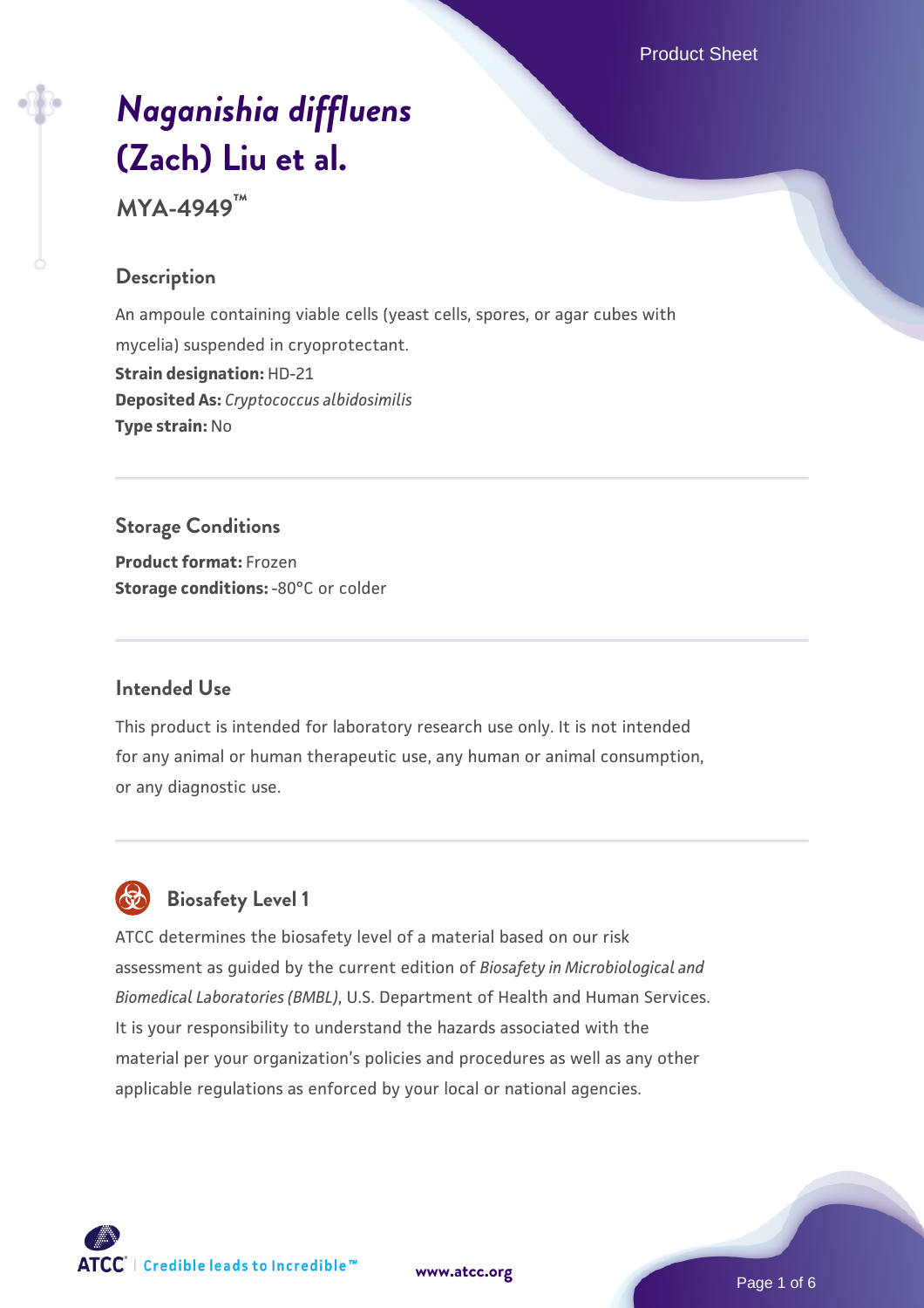# *Naganishia diffluens* (Zach) Liu et al.

**MYA-4949™**

## Description

An ampoule containing viable cells (yeast cells, spores, or agar cubes with mycelia) suspended in cryoprotectant.

**Strain designation:** HD-21
**Deposited As:** *Cryptococcus albidosimilis*
**Type strain:** No

## Storage Conditions

**Product format:** Frozen
**Storage conditions:** -80°C or colder

## Intended Use

This product is intended for laboratory research use only. It is not intended for any animal or human therapeutic use, any human or animal consumption, or any diagnostic use.

## Biosafety Level 1

ATCC determines the biosafety level of a material based on our risk assessment as guided by the current edition of *Biosafety in Microbiological and Biomedical Laboratories (BMBL)*, U.S. Department of Health and Human Services. It is your responsibility to understand the hazards associated with the material per your organization's policies and procedures as well as any other applicable regulations as enforced by your local or national agencies.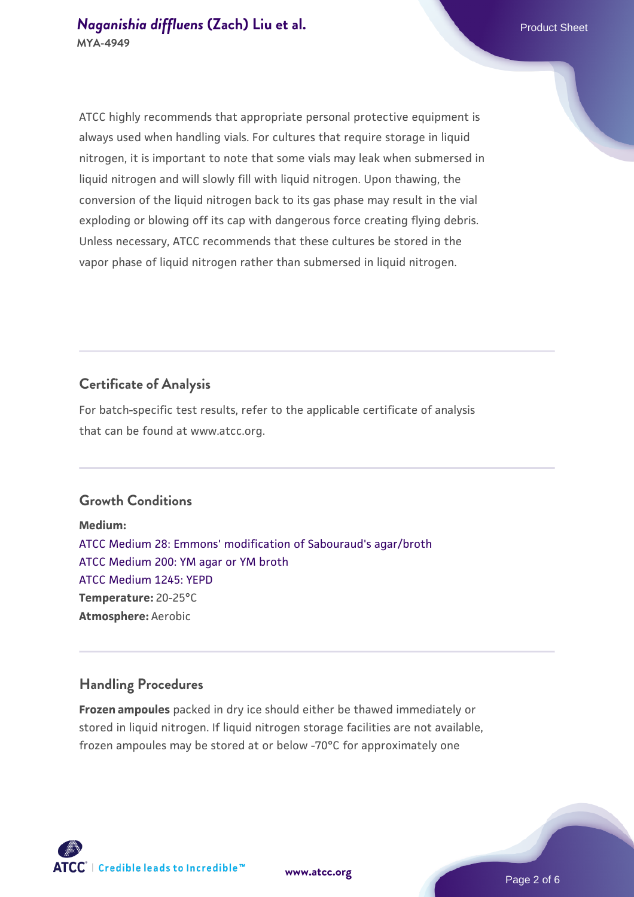ATCC highly recommends that appropriate personal protective equipment is always used when handling vials. For cultures that require storage in liquid nitrogen, it is important to note that some vials may leak when submersed in liquid nitrogen and will slowly fill with liquid nitrogen. Upon thawing, the conversion of the liquid nitrogen back to its gas phase may result in the vial exploding or blowing off its cap with dangerous force creating flying debris. Unless necessary, ATCC recommends that these cultures be stored in the vapor phase of liquid nitrogen rather than submersed in liquid nitrogen.

## Certificate of Analysis

For batch-specific test results, refer to the applicable certificate of analysis that can be found at www.atcc.org.

## Growth Conditions

**Medium:**
ATCC Medium 28: Emmons' modification of Sabouraud's agar/broth
ATCC Medium 200: YM agar or YM broth
ATCC Medium 1245: YEPD
**Temperature:** 20-25°C
**Atmosphere:** Aerobic

## Handling Procedures

**Frozen ampoules** packed in dry ice should either be thawed immediately or stored in liquid nitrogen. If liquid nitrogen storage facilities are not available, frozen ampoules may be stored at or below -70°C for approximately one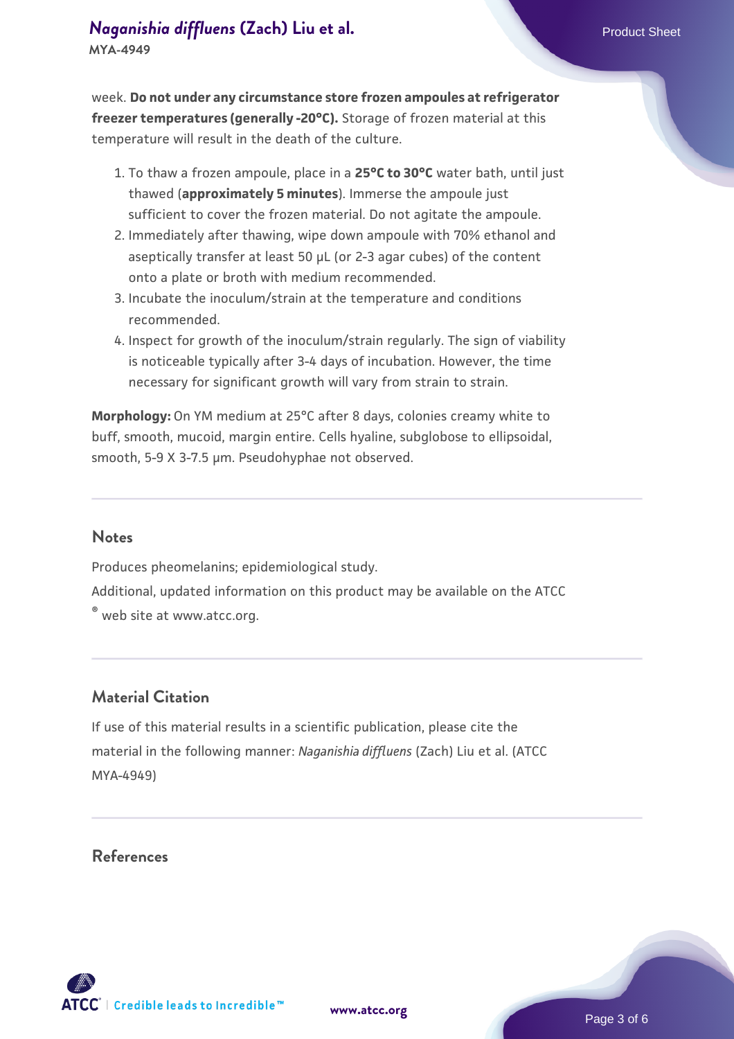week. **Do not under any circumstance store frozen ampoules at refrigerator freezer temperatures (generally -20°C).** Storage of frozen material at this temperature will result in the death of the culture.

1. To thaw a frozen ampoule, place in a **25°C to 30°C** water bath, until just thawed (**approximately 5 minutes**). Immerse the ampoule just sufficient to cover the frozen material. Do not agitate the ampoule.
2. Immediately after thawing, wipe down ampoule with 70% ethanol and aseptically transfer at least 50 µL (or 2-3 agar cubes) of the content onto a plate or broth with medium recommended.
3. Incubate the inoculum/strain at the temperature and conditions recommended.
4. Inspect for growth of the inoculum/strain regularly. The sign of viability is noticeable typically after 3-4 days of incubation. However, the time necessary for significant growth will vary from strain to strain.

**Morphology:** On YM medium at 25°C after 8 days, colonies creamy white to buff, smooth, mucoid, margin entire. Cells hyaline, subglobose to ellipsoidal, smooth, 5-9 X 3-7.5 µm. Pseudohyphae not observed.

## Notes

Produces pheomelanins; epidemiological study.

Additional, updated information on this product may be available on the ATCC® web site at www.atcc.org.

## Material Citation

If use of this material results in a scientific publication, please cite the material in the following manner: *Naganishia diffluens* (Zach) Liu et al. (ATCC MYA-4949)

## References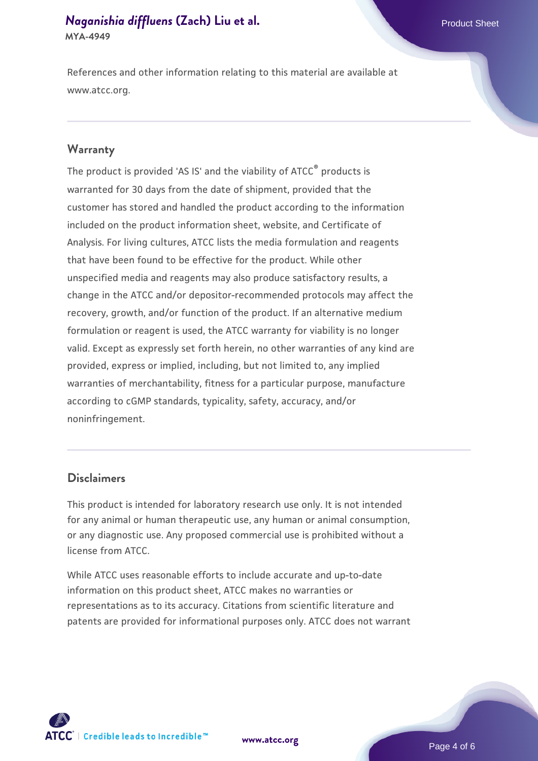References and other information relating to this material are available at www.atcc.org.

## Warranty

The product is provided 'AS IS' and the viability of ATCC® products is warranted for 30 days from the date of shipment, provided that the customer has stored and handled the product according to the information included on the product information sheet, website, and Certificate of Analysis. For living cultures, ATCC lists the media formulation and reagents that have been found to be effective for the product. While other unspecified media and reagents may also produce satisfactory results, a change in the ATCC and/or depositor-recommended protocols may affect the recovery, growth, and/or function of the product. If an alternative medium formulation or reagent is used, the ATCC warranty for viability is no longer valid. Except as expressly set forth herein, no other warranties of any kind are provided, express or implied, including, but not limited to, any implied warranties of merchantability, fitness for a particular purpose, manufacture according to cGMP standards, typicality, safety, accuracy, and/or noninfringement.

## Disclaimers

This product is intended for laboratory research use only. It is not intended for any animal or human therapeutic use, any human or animal consumption, or any diagnostic use. Any proposed commercial use is prohibited without a license from ATCC.

While ATCC uses reasonable efforts to include accurate and up-to-date information on this product sheet, ATCC makes no warranties or representations as to its accuracy. Citations from scientific literature and patents are provided for informational purposes only. ATCC does not warrant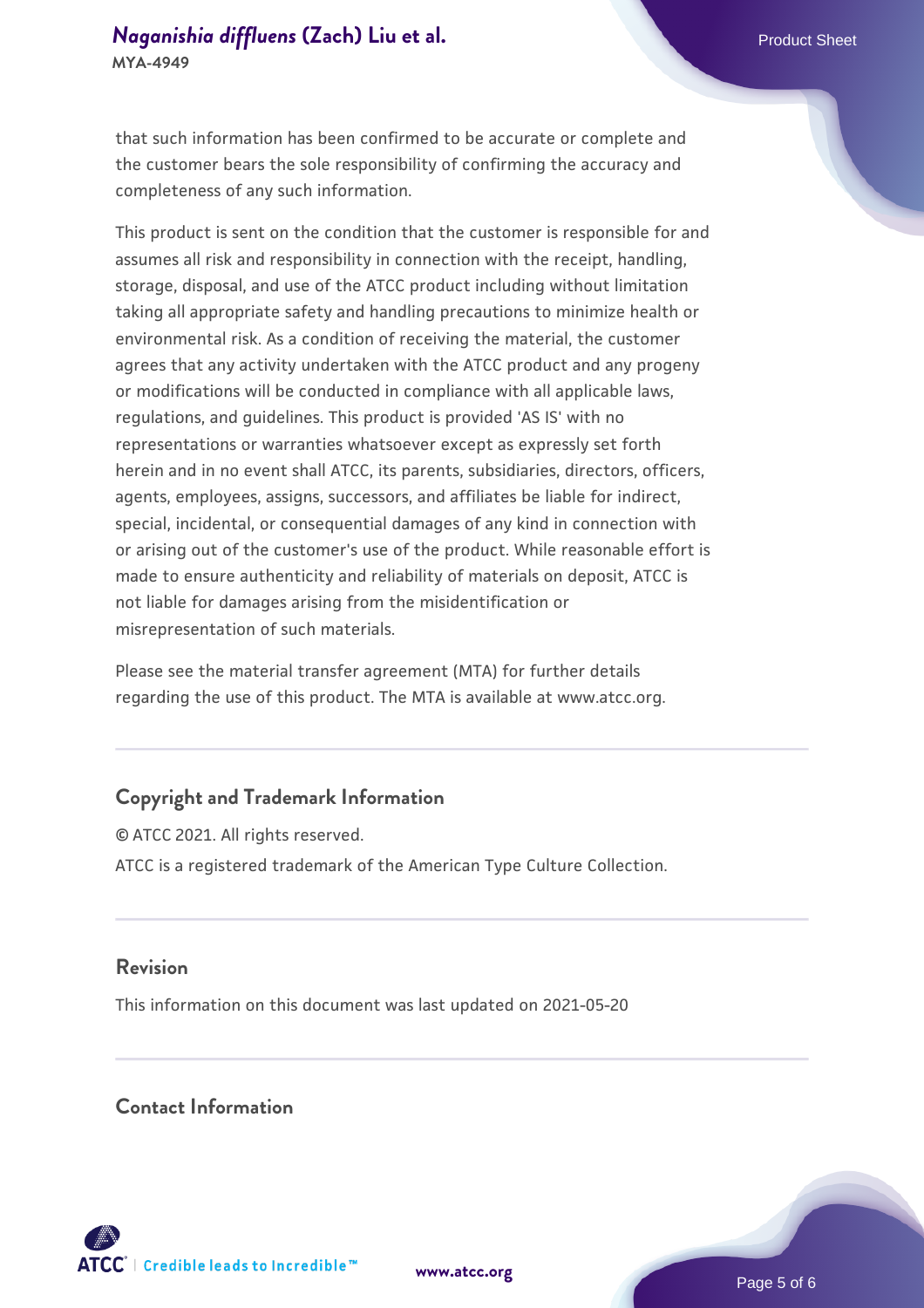that such information has been confirmed to be accurate or complete and the customer bears the sole responsibility of confirming the accuracy and completeness of any such information.

This product is sent on the condition that the customer is responsible for and assumes all risk and responsibility in connection with the receipt, handling, storage, disposal, and use of the ATCC product including without limitation taking all appropriate safety and handling precautions to minimize health or environmental risk. As a condition of receiving the material, the customer agrees that any activity undertaken with the ATCC product and any progeny or modifications will be conducted in compliance with all applicable laws, regulations, and guidelines. This product is provided 'AS IS' with no representations or warranties whatsoever except as expressly set forth herein and in no event shall ATCC, its parents, subsidiaries, directors, officers, agents, employees, assigns, successors, and affiliates be liable for indirect, special, incidental, or consequential damages of any kind in connection with or arising out of the customer's use of the product. While reasonable effort is made to ensure authenticity and reliability of materials on deposit, ATCC is not liable for damages arising from the misidentification or misrepresentation of such materials.

Please see the material transfer agreement (MTA) for further details regarding the use of this product. The MTA is available at www.atcc.org.

## Copyright and Trademark Information

© ATCC 2021. All rights reserved.

ATCC is a registered trademark of the American Type Culture Collection.

## Revision

This information on this document was last updated on 2021-05-20

## Contact Information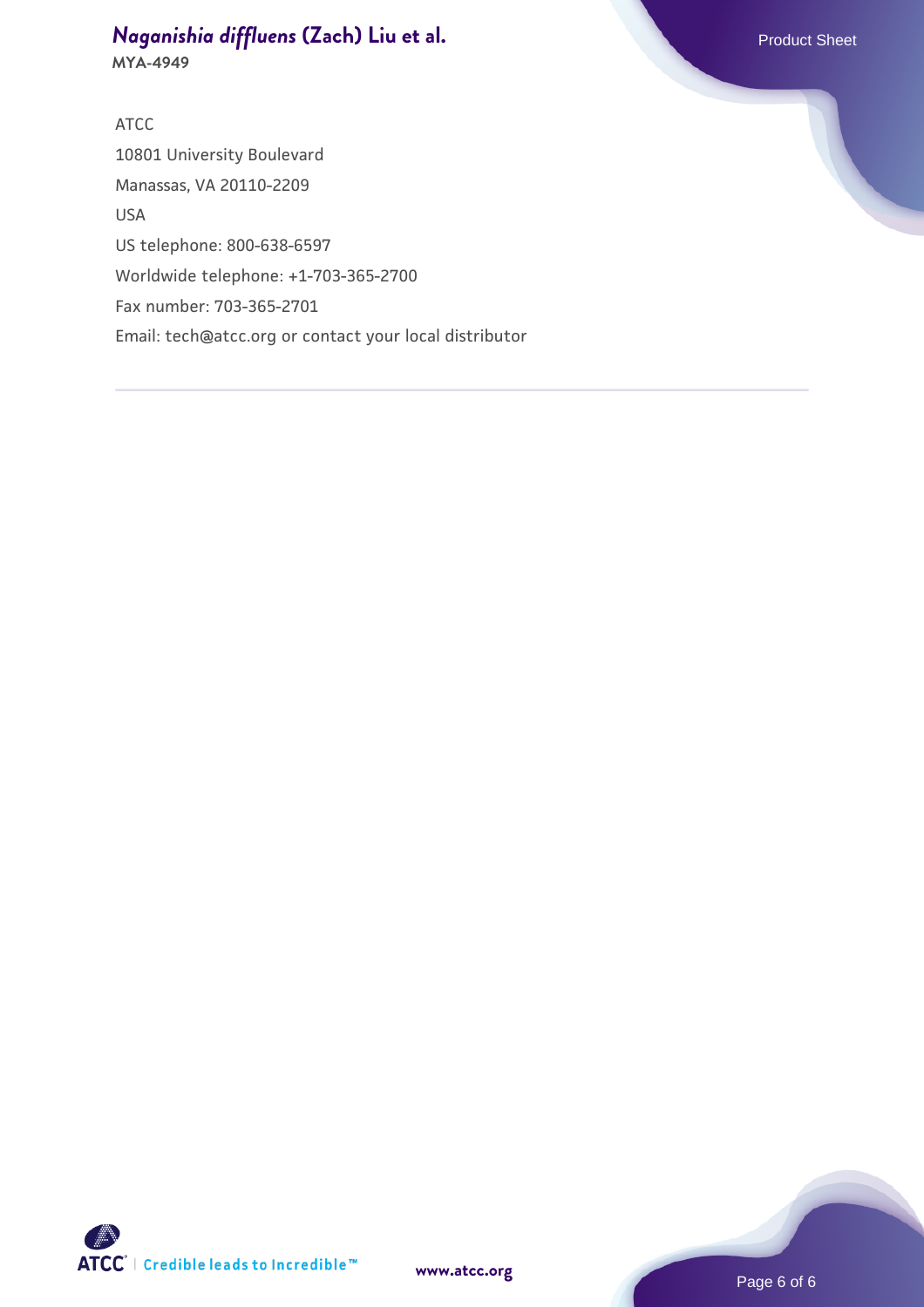ATCC

10801 University Boulevard

Manassas, VA 20110-2209

USA

US telephone: 800-638-6597

Worldwide telephone: +1-703-365-2700

Fax number: 703-365-2701

Email: tech@atcc.org or contact your local distributor